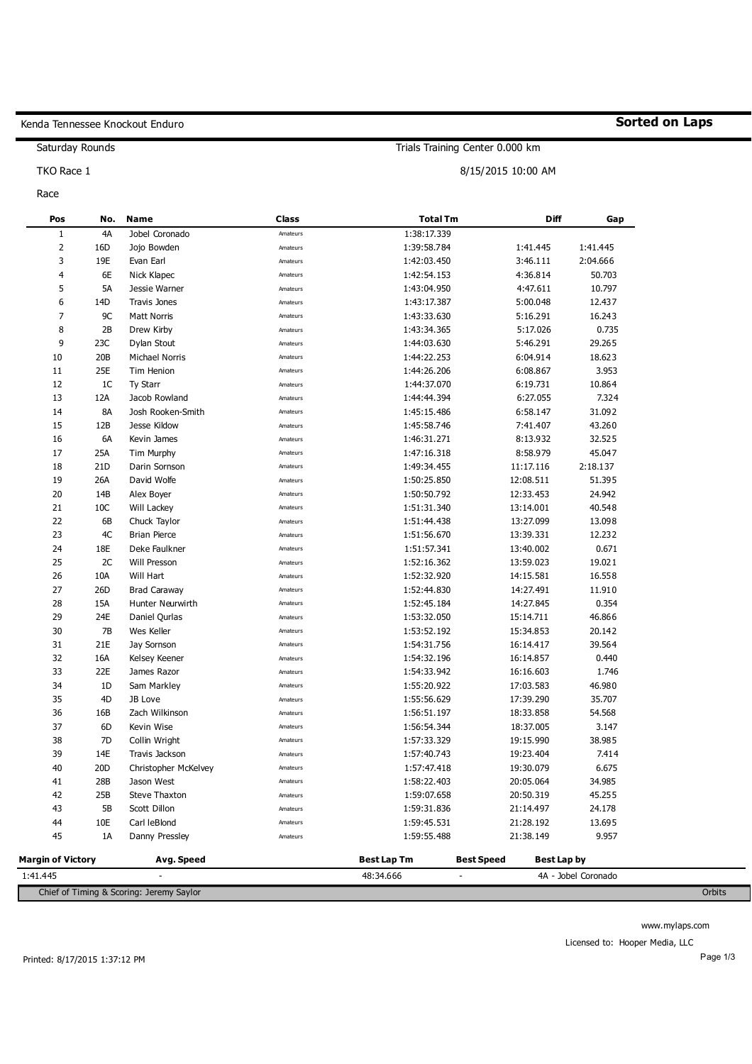Kenda Tennessee Knockout Enduro

**Sorted on Laps**

Saturday Rounds

Trials Training Center 0.000 km

TKO Race 1

8/15/2015 10:00 AM

Race

| Pos | No. | Name | Class | Total Tm | Diff | Gap |
|---|---|---|---|---|---|---|
| 1 | 4A | Jobel Coronado | Amateurs | 1:38:17.339 | | |
| 2 | 16D | Jojo Bowden | Amateurs | 1:39:58.784 | 1:41.445 | 1:41.445 |
| 3 | 19E | Evan Earl | Amateurs | 1:42:03.450 | 3:46.111 | 2:04.666 |
| 4 | 6E | Nick Klapec | Amateurs | 1:42:54.153 | 4:36.814 | 50.703 |
| 5 | 5A | Jessie Warner | Amateurs | 1:43:04.950 | 4:47.611 | 10.797 |
| 6 | 14D | Travis Jones | Amateurs | 1:43:17.387 | 5:00.048 | 12.437 |
| 7 | 9C | Matt Norris | Amateurs | 1:43:33.630 | 5:16.291 | 16.243 |
| 8 | 2B | Drew Kirby | Amateurs | 1:43:34.365 | 5:17.026 | 0.735 |
| 9 | 23C | Dylan Stout | Amateurs | 1:44:03.630 | 5:46.291 | 29.265 |
| 10 | 20B | Michael Norris | Amateurs | 1:44:22.253 | 6:04.914 | 18.623 |
| 11 | 25E | Tim Henion | Amateurs | 1:44:26.206 | 6:08.867 | 3.953 |
| 12 | 1C | Ty Starr | Amateurs | 1:44:37.070 | 6:19.731 | 10.864 |
| 13 | 12A | Jacob Rowland | Amateurs | 1:44:44.394 | 6:27.055 | 7.324 |
| 14 | 8A | Josh Rooken-Smith | Amateurs | 1:45:15.486 | 6:58.147 | 31.092 |
| 15 | 12B | Jesse Kildow | Amateurs | 1:45:58.746 | 7:41.407 | 43.260 |
| 16 | 6A | Kevin James | Amateurs | 1:46:31.271 | 8:13.932 | 32.525 |
| 17 | 25A | Tim Murphy | Amateurs | 1:47:16.318 | 8:58.979 | 45.047 |
| 18 | 21D | Darin Sornson | Amateurs | 1:49:34.455 | 11:17.116 | 2:18.137 |
| 19 | 26A | David Wolfe | Amateurs | 1:50:25.850 | 12:08.511 | 51.395 |
| 20 | 14B | Alex Boyer | Amateurs | 1:50:50.792 | 12:33.453 | 24.942 |
| 21 | 10C | Will Lackey | Amateurs | 1:51:31.340 | 13:14.001 | 40.548 |
| 22 | 6B | Chuck Taylor | Amateurs | 1:51:44.438 | 13:27.099 | 13.098 |
| 23 | 4C | Brian Pierce | Amateurs | 1:51:56.670 | 13:39.331 | 12.232 |
| 24 | 18E | Deke Faulkner | Amateurs | 1:51:57.341 | 13:40.002 | 0.671 |
| 25 | 2C | Will Presson | Amateurs | 1:52:16.362 | 13:59.023 | 19.021 |
| 26 | 10A | Will Hart | Amateurs | 1:52:32.920 | 14:15.581 | 16.558 |
| 27 | 26D | Brad Caraway | Amateurs | 1:52:44.830 | 14:27.491 | 11.910 |
| 28 | 15A | Hunter Neurwirth | Amateurs | 1:52:45.184 | 14:27.845 | 0.354 |
| 29 | 24E | Daniel Qurlas | Amateurs | 1:53:32.050 | 15:14.711 | 46.866 |
| 30 | 7B | Wes Keller | Amateurs | 1:53:52.192 | 15:34.853 | 20.142 |
| 31 | 21E | Jay Sornson | Amateurs | 1:54:31.756 | 16:14.417 | 39.564 |
| 32 | 16A | Kelsey Keener | Amateurs | 1:54:32.196 | 16:14.857 | 0.440 |
| 33 | 22E | James Razor | Amateurs | 1:54:33.942 | 16:16.603 | 1.746 |
| 34 | 1D | Sam Markley | Amateurs | 1:55:20.922 | 17:03.583 | 46.980 |
| 35 | 4D | JB Love | Amateurs | 1:55:56.629 | 17:39.290 | 35.707 |
| 36 | 16B | Zach Wilkinson | Amateurs | 1:56:51.197 | 18:33.858 | 54.568 |
| 37 | 6D | Kevin Wise | Amateurs | 1:56:54.344 | 18:37.005 | 3.147 |
| 38 | 7D | Collin Wright | Amateurs | 1:57:33.329 | 19:15.990 | 38.985 |
| 39 | 14E | Travis Jackson | Amateurs | 1:57:40.743 | 19:23.404 | 7.414 |
| 40 | 20D | Christopher McKelvey | Amateurs | 1:57:47.418 | 19:30.079 | 6.675 |
| 41 | 28B | Jason West | Amateurs | 1:58:22.403 | 20:05.064 | 34.985 |
| 42 | 25B | Steve Thaxton | Amateurs | 1:59:07.658 | 20:50.319 | 45.255 |
| 43 | 5B | Scott Dillon | Amateurs | 1:59:31.836 | 21:14.497 | 24.178 |
| 44 | 10E | Carl leBlond | Amateurs | 1:59:45.531 | 21:28.192 | 13.695 |
| 45 | 1A | Danny Pressley | Amateurs | 1:59:55.488 | 21:38.149 | 9.957 |

| Margin of Victory | Avg. Speed | Best Lap Tm | Best Speed | Best Lap by |
|---|---|---|---|---|
| 1:41.445 | - | 48:34.666 | - | 4A - Jobel Coronado |

Chief of Timing & Scoring: Jeremy Saylor

Orbits

www.mylaps.com

Licensed to: Hooper Media, LLC

Printed: 8/17/2015 1:37:12 PM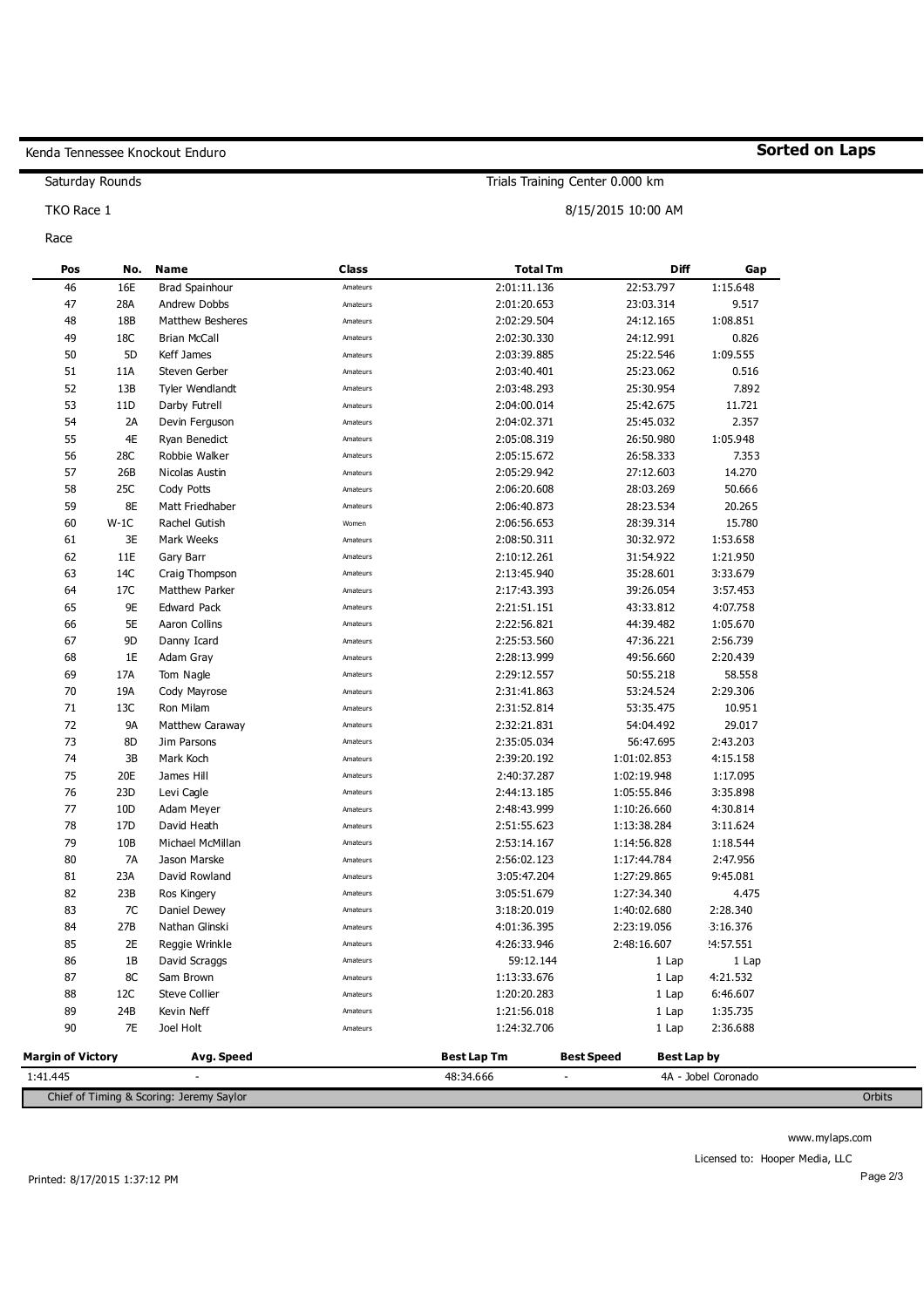Kenda Tennessee Knockout Enduro

**Sorted on Laps**

Saturday Rounds

Trials Training Center 0.000 km

TKO Race 1

8/15/2015 10:00 AM

Race

| Pos | No. | Name | Class | Total Tm | Diff | Gap |
|---|---|---|---|---|---|---|
| 46 | 16E | Brad Spainhour | Amateurs | 2:01:11.136 | 22:53.797 | 1:15.648 |
| 47 | 28A | Andrew Dobbs | Amateurs | 2:01:20.653 | 23:03.314 | 9.517 |
| 48 | 18B | Matthew Besheres | Amateurs | 2:02:29.504 | 24:12.165 | 1:08.851 |
| 49 | 18C | Brian McCall | Amateurs | 2:02:30.330 | 24:12.991 | 0.826 |
| 50 | 5D | Keff James | Amateurs | 2:03:39.885 | 25:22.546 | 1:09.555 |
| 51 | 11A | Steven Gerber | Amateurs | 2:03:40.401 | 25:23.062 | 0.516 |
| 52 | 13B | Tyler Wendlandt | Amateurs | 2:03:48.293 | 25:30.954 | 7.892 |
| 53 | 11D | Darby Futrell | Amateurs | 2:04:00.014 | 25:42.675 | 11.721 |
| 54 | 2A | Devin Ferguson | Amateurs | 2:04:02.371 | 25:45.032 | 2.357 |
| 55 | 4E | Ryan Benedict | Amateurs | 2:05:08.319 | 26:50.980 | 1:05.948 |
| 56 | 28C | Robbie Walker | Amateurs | 2:05:15.672 | 26:58.333 | 7.353 |
| 57 | 26B | Nicolas Austin | Amateurs | 2:05:29.942 | 27:12.603 | 14.270 |
| 58 | 25C | Cody Potts | Amateurs | 2:06:20.608 | 28:03.269 | 50.666 |
| 59 | 8E | Matt Friedhaber | Amateurs | 2:06:40.873 | 28:23.534 | 20.265 |
| 60 | W-1C | Rachel Gutish | Women | 2:06:56.653 | 28:39.314 | 15.780 |
| 61 | 3E | Mark Weeks | Amateurs | 2:08:50.311 | 30:32.972 | 1:53.658 |
| 62 | 11E | Gary Barr | Amateurs | 2:10:12.261 | 31:54.922 | 1:21.950 |
| 63 | 14C | Craig Thompson | Amateurs | 2:13:45.940 | 35:28.601 | 3:33.679 |
| 64 | 17C | Matthew Parker | Amateurs | 2:17:43.393 | 39:26.054 | 3:57.453 |
| 65 | 9E | Edward Pack | Amateurs | 2:21:51.151 | 43:33.812 | 4:07.758 |
| 66 | 5E | Aaron Collins | Amateurs | 2:22:56.821 | 44:39.482 | 1:05.670 |
| 67 | 9D | Danny Icard | Amateurs | 2:25:53.560 | 47:36.221 | 2:56.739 |
| 68 | 1E | Adam Gray | Amateurs | 2:28:13.999 | 49:56.660 | 2:20.439 |
| 69 | 17A | Tom Nagle | Amateurs | 2:29:12.557 | 50:55.218 | 58.558 |
| 70 | 19A | Cody Mayrose | Amateurs | 2:31:41.863 | 53:24.524 | 2:29.306 |
| 71 | 13C | Ron Milam | Amateurs | 2:31:52.814 | 53:35.475 | 10.951 |
| 72 | 9A | Matthew Caraway | Amateurs | 2:32:21.831 | 54:04.492 | 29.017 |
| 73 | 8D | Jim Parsons | Amateurs | 2:35:05.034 | 56:47.695 | 2:43.203 |
| 74 | 3B | Mark Koch | Amateurs | 2:39:20.192 | 1:01:02.853 | 4:15.158 |
| 75 | 20E | James Hill | Amateurs | 2:40:37.287 | 1:02:19.948 | 1:17.095 |
| 76 | 23D | Levi Cagle | Amateurs | 2:44:13.185 | 1:05:55.846 | 3:35.898 |
| 77 | 10D | Adam Meyer | Amateurs | 2:48:43.999 | 1:10:26.660 | 4:30.814 |
| 78 | 17D | David Heath | Amateurs | 2:51:55.623 | 1:13:38.284 | 3:11.624 |
| 79 | 10B | Michael McMillan | Amateurs | 2:53:14.167 | 1:14:56.828 | 1:18.544 |
| 80 | 7A | Jason Marske | Amateurs | 2:56:02.123 | 1:17:44.784 | 2:47.956 |
| 81 | 23A | David Rowland | Amateurs | 3:05:47.204 | 1:27:29.865 | 9:45.081 |
| 82 | 23B | Ros Kingery | Amateurs | 3:05:51.679 | 1:27:34.340 | 4.475 |
| 83 | 7C | Daniel Dewey | Amateurs | 3:18:20.019 | 1:40:02.680 | 2:28.340 |
| 84 | 27B | Nathan Glinski | Amateurs | 4:01:36.395 | 2:23:19.056 | :3:16.376 |
| 85 | 2E | Reggie Wrinkle | Amateurs | 4:26:33.946 | 2:48:16.607 | !4:57.551 |
| 86 | 1B | David Scraggs | Amateurs | 59:12.144 | 1 Lap | 1 Lap |
| 87 | 8C | Sam Brown | Amateurs | 1:13:33.676 | 1 Lap | 4:21.532 |
| 88 | 12C | Steve Collier | Amateurs | 1:20:20.283 | 1 Lap | 6:46.607 |
| 89 | 24B | Kevin Neff | Amateurs | 1:21:56.018 | 1 Lap | 1:35.735 |
| 90 | 7E | Joel Holt | Amateurs | 1:24:32.706 | 1 Lap | 2:36.688 |

| Margin of Victory | Avg. Speed | Best Lap Tm | Best Speed | Best Lap by |
|---|---|---|---|---|
| 1:41.445 | - | 48:34.666 | - | 4A - Jobel Coronado |

Chief of Timing & Scoring: Jeremy Saylor

Orbits

www.mylaps.com

Licensed to: Hooper Media, LLC

Printed: 8/17/2015 1:37:12 PM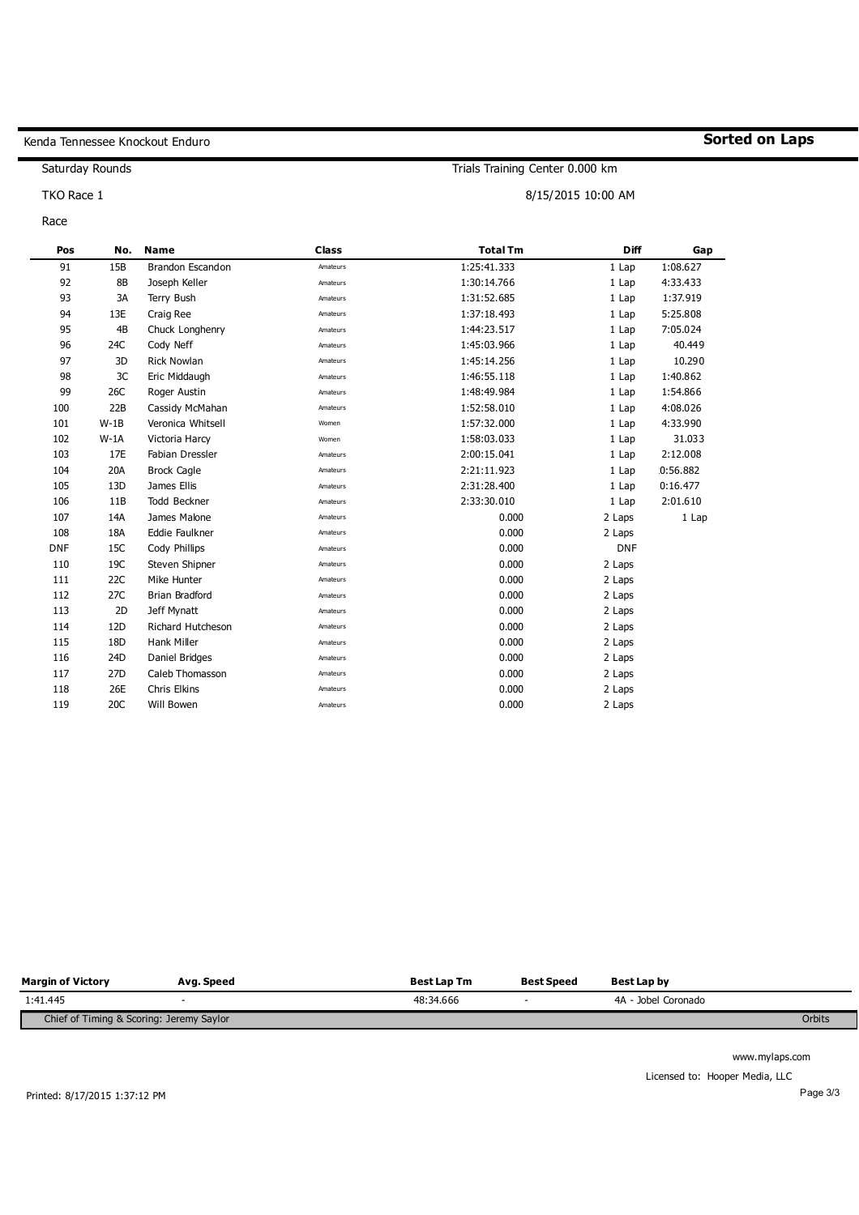Kenda Tennessee Knockout Enduro

**Sorted on Laps**

Saturday Rounds

Trials Training Center 0.000 km

TKO Race 1

8/15/2015 10:00 AM

Race

| Pos | No. | Name | Class | Total Tm | Diff | Gap |
|---|---|---|---|---|---|---|
| 91 | 15B | Brandon Escandon | Amateurs | 1:25:41.333 | 1 Lap | 1:08.627 |
| 92 | 8B | Joseph Keller | Amateurs | 1:30:14.766 | 1 Lap | 4:33.433 |
| 93 | 3A | Terry Bush | Amateurs | 1:31:52.685 | 1 Lap | 1:37.919 |
| 94 | 13E | Craig Ree | Amateurs | 1:37:18.493 | 1 Lap | 5:25.808 |
| 95 | 4B | Chuck Longhenry | Amateurs | 1:44:23.517 | 1 Lap | 7:05.024 |
| 96 | 24C | Cody Neff | Amateurs | 1:45:03.966 | 1 Lap | 40.449 |
| 97 | 3D | Rick Nowlan | Amateurs | 1:45:14.256 | 1 Lap | 10.290 |
| 98 | 3C | Eric Middaugh | Amateurs | 1:46:55.118 | 1 Lap | 1:40.862 |
| 99 | 26C | Roger Austin | Amateurs | 1:48:49.984 | 1 Lap | 1:54.866 |
| 100 | 22B | Cassidy McMahan | Amateurs | 1:52:58.010 | 1 Lap | 4:08.026 |
| 101 | W-1B | Veronica Whitsell | Women | 1:57:32.000 | 1 Lap | 4:33.990 |
| 102 | W-1A | Victoria Harcy | Women | 1:58:03.033 | 1 Lap | 31.033 |
| 103 | 17E | Fabian Dressler | Amateurs | 2:00:15.041 | 1 Lap | 2:12.008 |
| 104 | 20A | Brock Cagle | Amateurs | 2:21:11.923 | 1 Lap | 0:56.882 |
| 105 | 13D | James Ellis | Amateurs | 2:31:28.400 | 1 Lap | 0:16.477 |
| 106 | 11B | Todd Beckner | Amateurs | 2:33:30.010 | 1 Lap | 2:01.610 |
| 107 | 14A | James Malone | Amateurs | 0.000 | 2 Laps | 1 Lap |
| 108 | 18A | Eddie Faulkner | Amateurs | 0.000 | 2 Laps | |
| DNF | 15C | Cody Phillips | Amateurs | 0.000 | DNF | |
| 110 | 19C | Steven Shipner | Amateurs | 0.000 | 2 Laps | |
| 111 | 22C | Mike Hunter | Amateurs | 0.000 | 2 Laps | |
| 112 | 27C | Brian Bradford | Amateurs | 0.000 | 2 Laps | |
| 113 | 2D | Jeff Mynatt | Amateurs | 0.000 | 2 Laps | |
| 114 | 12D | Richard Hutcheson | Amateurs | 0.000 | 2 Laps | |
| 115 | 18D | Hank Miller | Amateurs | 0.000 | 2 Laps | |
| 116 | 24D | Daniel Bridges | Amateurs | 0.000 | 2 Laps | |
| 117 | 27D | Caleb Thomasson | Amateurs | 0.000 | 2 Laps | |
| 118 | 26E | Chris Elkins | Amateurs | 0.000 | 2 Laps | |
| 119 | 20C | Will Bowen | Amateurs | 0.000 | 2 Laps | |

| Margin of Victory | Avg. Speed | Best Lap Tm | Best Speed | Best Lap by |
|---|---|---|---|---|
| 1:41.445 | - | 48:34.666 | - | 4A - Jobel Coronado |

Chief of Timing & Scoring: Jeremy Saylor

Orbits

www.mylaps.com

Licensed to: Hooper Media, LLC

Printed: 8/17/2015 1:37:12 PM